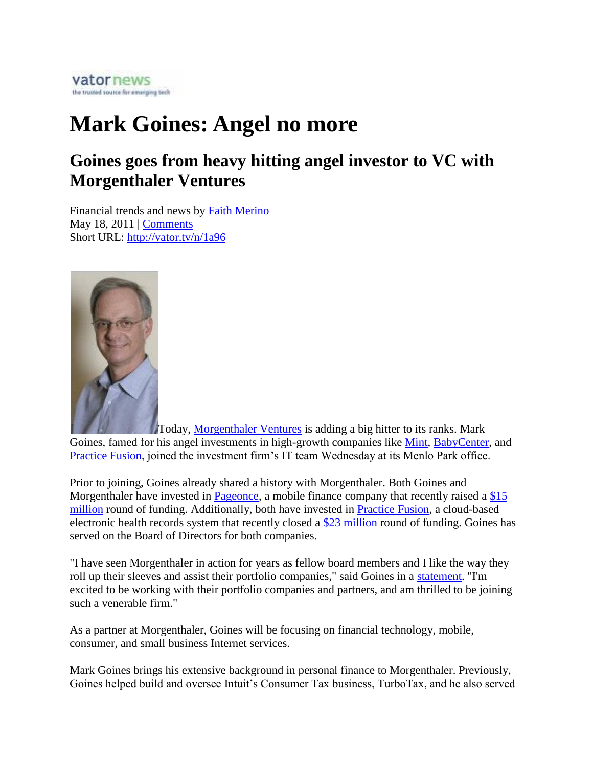vator news
the trusted source for emerging tech

# Mark Goines: Angel no more

## Goines goes from heavy hitting angel investor to VC with Morgenthaler Ventures

Financial trends and news by Faith Merino
May 18, 2011 | Comments
Short URL: http://vator.tv/n/1a96

Today, Morgenthaler Ventures is adding a big hitter to its ranks. Mark Goines, famed for his angel investments in high-growth companies like Mint, BabyCenter, and Practice Fusion, joined the investment firm's IT team Wednesday at its Menlo Park office.

Prior to joining, Goines already shared a history with Morgenthaler. Both Goines and Morgenthaler have invested in Pageonce, a mobile finance company that recently raised a $15 million round of funding. Additionally, both have invested in Practice Fusion, a cloud-based electronic health records system that recently closed a $23 million round of funding. Goines has served on the Board of Directors for both companies.

"I have seen Morgenthaler in action for years as fellow board members and I like the way they roll up their sleeves and assist their portfolio companies," said Goines in a statement. "I'm excited to be working with their portfolio companies and partners, and am thrilled to be joining such a venerable firm."

As a partner at Morgenthaler, Goines will be focusing on financial technology, mobile, consumer, and small business Internet services.

Mark Goines brings his extensive background in personal finance to Morgenthaler. Previously, Goines helped build and oversee Intuit's Consumer Tax business, TurboTax, and he also served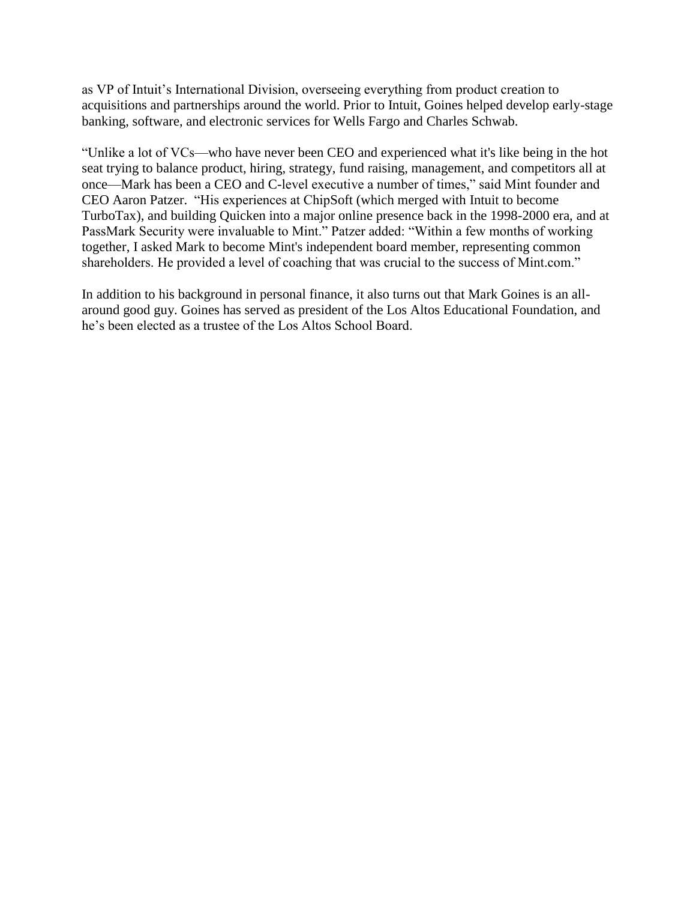as VP of Intuit's International Division, overseeing everything from product creation to acquisitions and partnerships around the world. Prior to Intuit, Goines helped develop early-stage banking, software, and electronic services for Wells Fargo and Charles Schwab.

"Unlike a lot of VCs—who have never been CEO and experienced what it's like being in the hot seat trying to balance product, hiring, strategy, fund raising, management, and competitors all at once—Mark has been a CEO and C-level executive a number of times," said Mint founder and CEO Aaron Patzer. "His experiences at ChipSoft (which merged with Intuit to become TurboTax), and building Quicken into a major online presence back in the 1998-2000 era, and at PassMark Security were invaluable to Mint." Patzer added: "Within a few months of working together, I asked Mark to become Mint's independent board member, representing common shareholders. He provided a level of coaching that was crucial to the success of Mint.com."

In addition to his background in personal finance, it also turns out that Mark Goines is an all-around good guy. Goines has served as president of the Los Altos Educational Foundation, and he's been elected as a trustee of the Los Altos School Board.